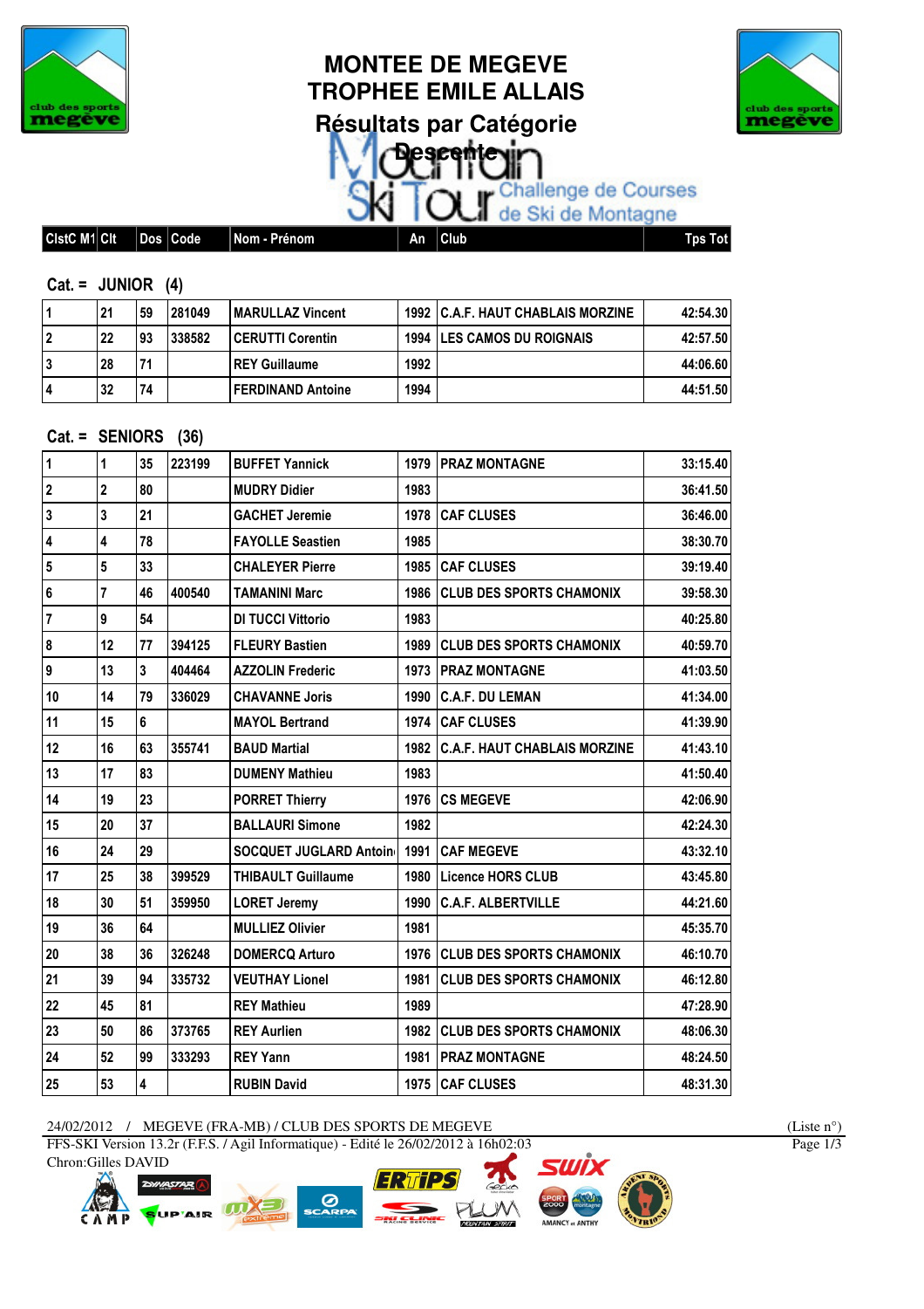# MONTEE DE MEGEVE
# TROPHEE EMILE ALLAIS
## Résultats par Catégorie
### Descente

Mountain Ski Tour Challenge de Courses de Ski de Montagne

### Cat. = JUNIOR (4)

| ClstC M1 | Clt | Dos | Code | Nom - Prénom | An | Club | Tps Tot |
|---|---|---|---|---|---|---|---|
| 1 | 21 | 59 | 281049 | MARULLAZ Vincent | 1992 | C.A.F. HAUT CHABLAIS MORZINE | 42:54.30 |
| 2 | 22 | 93 | 338582 | CERUTTI Corentin | 1994 | LES CAMOS DU ROIGNAIS | 42:57.50 |
| 3 | 28 | 71 | | REY Guillaume | 1992 | | 44:06.60 |
| 4 | 32 | 74 | | FERDINAND Antoine | 1994 | | 44:51.50 |

### Cat. = SENIORS (36)

| ClstC M1 | Clt | Dos | Code | Nom - Prénom | An | Club | Tps Tot |
|---|---|---|---|---|---|---|---|
| 1 | 1 | 35 | 223199 | BUFFET Yannick | 1979 | PRAZ MONTAGNE | 33:15.40 |
| 2 | 2 | 80 | | MUDRY Didier | 1983 | | 36:41.50 |
| 3 | 3 | 21 | | GACHET Jeremie | 1978 | CAF CLUSES | 36:46.00 |
| 4 | 4 | 78 | | FAYOLLE Seastien | 1985 | | 38:30.70 |
| 5 | 5 | 33 | | CHALEYER Pierre | 1985 | CAF CLUSES | 39:19.40 |
| 6 | 7 | 46 | 400540 | TAMANINI Marc | 1986 | CLUB DES SPORTS CHAMONIX | 39:58.30 |
| 7 | 9 | 54 | | DI TUCCI Vittorio | 1983 | | 40:25.80 |
| 8 | 12 | 77 | 394125 | FLEURY Bastien | 1989 | CLUB DES SPORTS CHAMONIX | 40:59.70 |
| 9 | 13 | 3 | 404464 | AZZOLIN Frederic | 1973 | PRAZ MONTAGNE | 41:03.50 |
| 10 | 14 | 79 | 336029 | CHAVANNE Joris | 1990 | C.A.F. DU LEMAN | 41:34.00 |
| 11 | 15 | 6 | | MAYOL Bertrand | 1974 | CAF CLUSES | 41:39.90 |
| 12 | 16 | 63 | 355741 | BAUD Martial | 1982 | C.A.F. HAUT CHABLAIS MORZINE | 41:43.10 |
| 13 | 17 | 83 | | DUMENY Mathieu | 1983 | | 41:50.40 |
| 14 | 19 | 23 | | PORRET Thierry | 1976 | CS MEGEVE | 42:06.90 |
| 15 | 20 | 37 | | BALLAURI Simone | 1982 | | 42:24.30 |
| 16 | 24 | 29 | | SOCQUET JUGLARD Antoin | 1991 | CAF MEGEVE | 43:32.10 |
| 17 | 25 | 38 | 399529 | THIBAULT Guillaume | 1980 | Licence HORS CLUB | 43:45.80 |
| 18 | 30 | 51 | 359950 | LORET Jeremy | 1990 | C.A.F. ALBERTVILLE | 44:21.60 |
| 19 | 36 | 64 | | MULLIEZ Olivier | 1981 | | 45:35.70 |
| 20 | 38 | 36 | 326248 | DOMERCQ Arturo | 1976 | CLUB DES SPORTS CHAMONIX | 46:10.70 |
| 21 | 39 | 94 | 335732 | VEUTHAY Lionel | 1981 | CLUB DES SPORTS CHAMONIX | 46:12.80 |
| 22 | 45 | 81 | | REY Mathieu | 1989 | | 47:28.90 |
| 23 | 50 | 86 | 373765 | REY Aurlien | 1982 | CLUB DES SPORTS CHAMONIX | 48:06.30 |
| 24 | 52 | 99 | 333293 | REY Yann | 1981 | PRAZ MONTAGNE | 48:24.50 |
| 25 | 53 | 4 | | RUBIN David | 1975 | CAF CLUSES | 48:31.30 |

24/02/2012 / MEGEVE (FRA-MB) / CLUB DES SPORTS DE MEGEVE (Liste n°)

FFS-SKI Version 13.2r (F.F.S. / Agil Informatique) - Edité le 26/02/2012 à 16h02:03

Chron:Gilles DAVID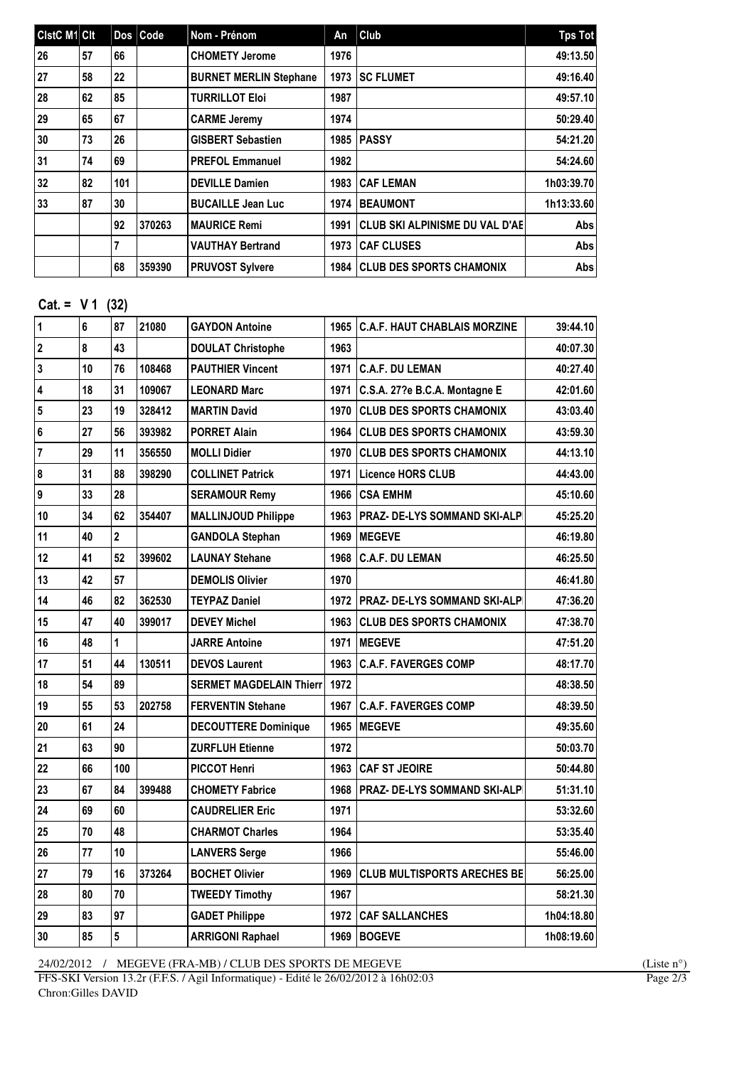| ClstC M1 | Clt | Dos | Code | Nom - Prénom | An | Club | Tps Tot |
|---|---|---|---|---|---|---|---|
| 26 | 57 | 66 | | CHOMETY Jerome | 1976 | | 49:13.50 |
| 27 | 58 | 22 | | BURNET MERLIN Stephane | 1973 | SC FLUMET | 49:16.40 |
| 28 | 62 | 85 | | TURRILLOT Eloi | 1987 | | 49:57.10 |
| 29 | 65 | 67 | | CARME Jeremy | 1974 | | 50:29.40 |
| 30 | 73 | 26 | | GISBERT Sebastien | 1985 | PASSY | 54:21.20 |
| 31 | 74 | 69 | | PREFOL Emmanuel | 1982 | | 54:24.60 |
| 32 | 82 | 101 | | DEVILLE Damien | 1983 | CAF LEMAN | 1h03:39.70 |
| 33 | 87 | 30 | | BUCAILLE Jean Luc | 1974 | BEAUMONT | 1h13:33.60 |
| | | 92 | 370263 | MAURICE Remi | 1991 | CLUB SKI ALPINISME DU VAL D'AE | Abs |
| | | 7 | | VAUTHAY Bertrand | 1973 | CAF CLUSES | Abs |
| | | 68 | 359390 | PRUVOST Sylvere | 1984 | CLUB DES SPORTS CHAMONIX | Abs |

**Cat. = V 1 (32)**

| ClstC M1 | Clt | Dos | Code | Nom - Prénom | An | Club | Tps Tot |
|---|---|---|---|---|---|---|---|
| 1 | 6 | 87 | 21080 | GAYDON Antoine | 1965 | C.A.F. HAUT CHABLAIS MORZINE | 39:44.10 |
| 2 | 8 | 43 | | DOULAT Christophe | 1963 | | 40:07.30 |
| 3 | 10 | 76 | 108468 | PAUTHIER Vincent | 1971 | C.A.F. DU LEMAN | 40:27.40 |
| 4 | 18 | 31 | 109067 | LEONARD Marc | 1971 | C.S.A. 27?e B.C.A. Montagne E | 42:01.60 |
| 5 | 23 | 19 | 328412 | MARTIN David | 1970 | CLUB DES SPORTS CHAMONIX | 43:03.40 |
| 6 | 27 | 56 | 393982 | PORRET Alain | 1964 | CLUB DES SPORTS CHAMONIX | 43:59.30 |
| 7 | 29 | 11 | 356550 | MOLLI Didier | 1970 | CLUB DES SPORTS CHAMONIX | 44:13.10 |
| 8 | 31 | 88 | 398290 | COLLINET Patrick | 1971 | Licence HORS CLUB | 44:43.00 |
| 9 | 33 | 28 | | SERAMOUR Remy | 1966 | CSA EMHM | 45:10.60 |
| 10 | 34 | 62 | 354407 | MALLINJOUD Philippe | 1963 | PRAZ- DE-LYS SOMMAND SKI-ALP | 45:25.20 |
| 11 | 40 | 2 | | GANDOLA Stephan | 1969 | MEGEVE | 46:19.80 |
| 12 | 41 | 52 | 399602 | LAUNAY Stehane | 1968 | C.A.F. DU LEMAN | 46:25.50 |
| 13 | 42 | 57 | | DEMOLIS Olivier | 1970 | | 46:41.80 |
| 14 | 46 | 82 | 362530 | TEYPAZ Daniel | 1972 | PRAZ- DE-LYS SOMMAND SKI-ALP | 47:36.20 |
| 15 | 47 | 40 | 399017 | DEVEY Michel | 1963 | CLUB DES SPORTS CHAMONIX | 47:38.70 |
| 16 | 48 | 1 | | JARRE Antoine | 1971 | MEGEVE | 47:51.20 |
| 17 | 51 | 44 | 130511 | DEVOS Laurent | 1963 | C.A.F. FAVERGES COMP | 48:17.70 |
| 18 | 54 | 89 | | SERMET MAGDELAIN Thierr | 1972 | | 48:38.50 |
| 19 | 55 | 53 | 202758 | FERVENTIN Stehane | 1967 | C.A.F. FAVERGES COMP | 48:39.50 |
| 20 | 61 | 24 | | DECOUTTERE Dominique | 1965 | MEGEVE | 49:35.60 |
| 21 | 63 | 90 | | ZURFLUH Etienne | 1972 | | 50:03.70 |
| 22 | 66 | 100 | | PICCOT Henri | 1963 | CAF ST JEOIRE | 50:44.80 |
| 23 | 67 | 84 | 399488 | CHOMETY Fabrice | 1968 | PRAZ- DE-LYS SOMMAND SKI-ALP | 51:31.10 |
| 24 | 69 | 60 | | CAUDRELIER Eric | 1971 | | 53:32.60 |
| 25 | 70 | 48 | | CHARMOT Charles | 1964 | | 53:35.40 |
| 26 | 77 | 10 | | LANVERS Serge | 1966 | | 55:46.00 |
| 27 | 79 | 16 | 373264 | BOCHET Olivier | 1969 | CLUB MULTISPORTS ARECHES BE | 56:25.00 |
| 28 | 80 | 70 | | TWEEDY Timothy | 1967 | | 58:21.30 |
| 29 | 83 | 97 | | GADET Philippe | 1972 | CAF SALLANCHES | 1h04:18.80 |
| 30 | 85 | 5 | | ARRIGONI Raphael | 1969 | BOGEVE | 1h08:19.60 |

24/02/2012 / MEGEVE (FRA-MB) / CLUB DES SPORTS DE MEGEVE (Liste n°)

FFS-SKI Version 13.2r (F.F.S. / Agil Informatique) - Edité le 26/02/2012 à 16h02:03

Chron:Gilles DAVID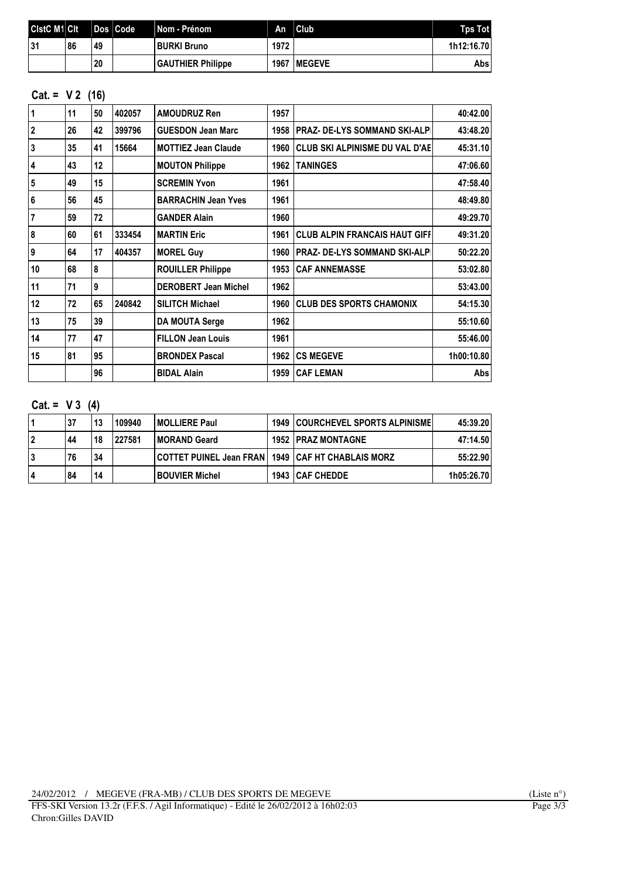| ClstC M1 | Clt | Dos | Code | Nom - Prénom | An | Club | Tps Tot |
|---|---|---|---|---|---|---|---|
| 31 | 86 | 49 | | BURKI Bruno | 1972 | | 1h12:16.70 |
| | | 20 | | GAUTHIER Philippe | 1967 | MEGEVE | Abs |

## Cat. = V 2 (16)

| | | | | | | | |
|---|---|---|---|---|---|---|---|
| 1 | 11 | 50 | 402057 | AMOUDRUZ Ren | 1957 | | 40:42.00 |
| 2 | 26 | 42 | 399796 | GUESDON Jean Marc | 1958 | PRAZ- DE-LYS SOMMAND SKI-ALP | 43:48.20 |
| 3 | 35 | 41 | 15664 | MOTTIEZ Jean Claude | 1960 | CLUB SKI ALPINISME DU VAL D'AE | 45:31.10 |
| 4 | 43 | 12 | | MOUTON Philippe | 1962 | TANINGES | 47:06.60 |
| 5 | 49 | 15 | | SCREMIN Yvon | 1961 | | 47:58.40 |
| 6 | 56 | 45 | | BARRACHIN Jean Yves | 1961 | | 48:49.80 |
| 7 | 59 | 72 | | GANDER Alain | 1960 | | 49:29.70 |
| 8 | 60 | 61 | 333454 | MARTIN Eric | 1961 | CLUB ALPIN FRANCAIS HAUT GIFI | 49:31.20 |
| 9 | 64 | 17 | 404357 | MOREL Guy | 1960 | PRAZ- DE-LYS SOMMAND SKI-ALP | 50:22.20 |
| 10 | 68 | 8 | | ROUILLER Philippe | 1953 | CAF ANNEMASSE | 53:02.80 |
| 11 | 71 | 9 | | DEROBERT Jean Michel | 1962 | | 53:43.00 |
| 12 | 72 | 65 | 240842 | SILITCH Michael | 1960 | CLUB DES SPORTS CHAMONIX | 54:15.30 |
| 13 | 75 | 39 | | DA MOUTA Serge | 1962 | | 55:10.60 |
| 14 | 77 | 47 | | FILLON Jean Louis | 1961 | | 55:46.00 |
| 15 | 81 | 95 | | BRONDEX Pascal | 1962 | CS MEGEVE | 1h00:10.80 |
| | | 96 | | BIDAL Alain | 1959 | CAF LEMAN | Abs |

## Cat. = V 3 (4)

| | | | | | | | |
|---|---|---|---|---|---|---|---|
| 1 | 37 | 13 | 109940 | MOLLIERE Paul | 1949 | COURCHEVEL SPORTS ALPINISME | 45:39.20 |
| 2 | 44 | 18 | 227581 | MORAND Geard | 1952 | PRAZ MONTAGNE | 47:14.50 |
| 3 | 76 | 34 | | COTTET PUINEL Jean FRAN | 1949 | CAF HT CHABLAIS MORZ | 55:22.90 |
| 4 | 84 | 14 | | BOUVIER Michel | 1943 | CAF CHEDDE | 1h05:26.70 |

24/02/2012 / MEGEVE (FRA-MB) / CLUB DES SPORTS DE MEGEVE (Liste n°)

FFS-SKI Version 13.2r (F.F.S. / Agil Informatique) - Edité le 26/02/2012 à 16h02:03

Chron:Gilles DAVID